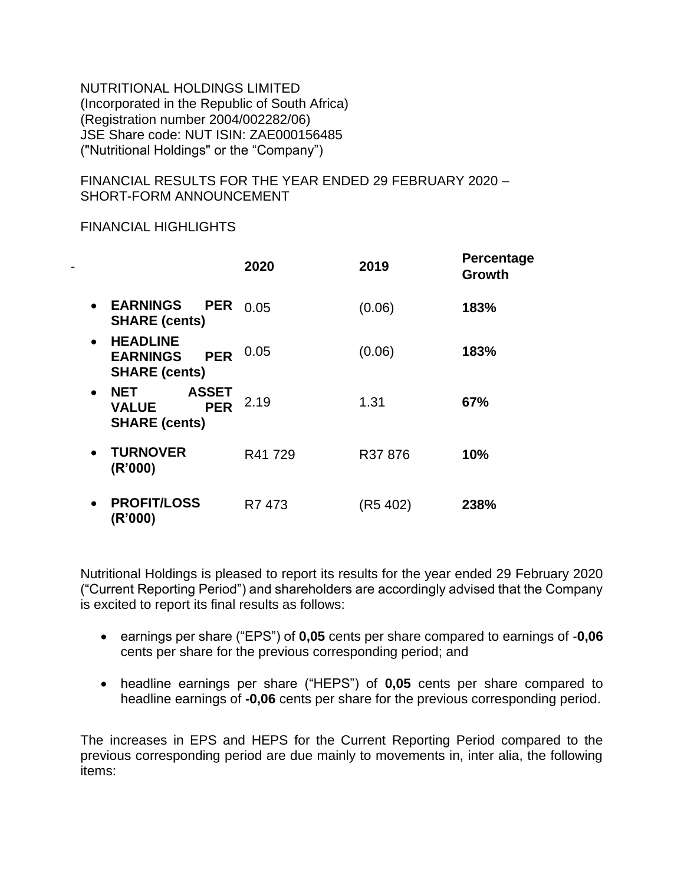NUTRITIONAL HOLDINGS LIMITED
(Incorporated in the Republic of South Africa)
(Registration number 2004/002282/06)
JSE Share code: NUT ISIN: ZAE000156485
("Nutritional Holdings" or the "Company")

FINANCIAL RESULTS FOR THE YEAR ENDED 29 FEBRUARY 2020 – SHORT-FORM ANNOUNCEMENT

FINANCIAL HIGHLIGHTS

| - | 2020 | 2019 | Percentage Growth |
|---|---|---|---|
| • **EARNINGS PER SHARE (cents)** | 0.05 | (0.06) | **183%** |
| • **HEADLINE EARNINGS PER SHARE (cents)** | 0.05 | (0.06) | **183%** |
| • **NET ASSET VALUE PER SHARE (cents)** | 2.19 | 1.31 | **67%** |
| • **TURNOVER (R'000)** | R41 729 | R37 876 | **10%** |
| • **PROFIT/LOSS (R'000)** | R7 473 | (R5 402) | **238%** |

Nutritional Holdings is pleased to report its results for the year ended 29 February 2020 ("Current Reporting Period") and shareholders are accordingly advised that the Company is excited to report its final results as follows:

- earnings per share ("EPS") of **0,05** cents per share compared to earnings of -**0,06** cents per share for the previous corresponding period; and

- headline earnings per share ("HEPS") of **0,05** cents per share compared to headline earnings of **-0,06** cents per share for the previous corresponding period.

The increases in EPS and HEPS for the Current Reporting Period compared to the previous corresponding period are due mainly to movements in, inter alia, the following items: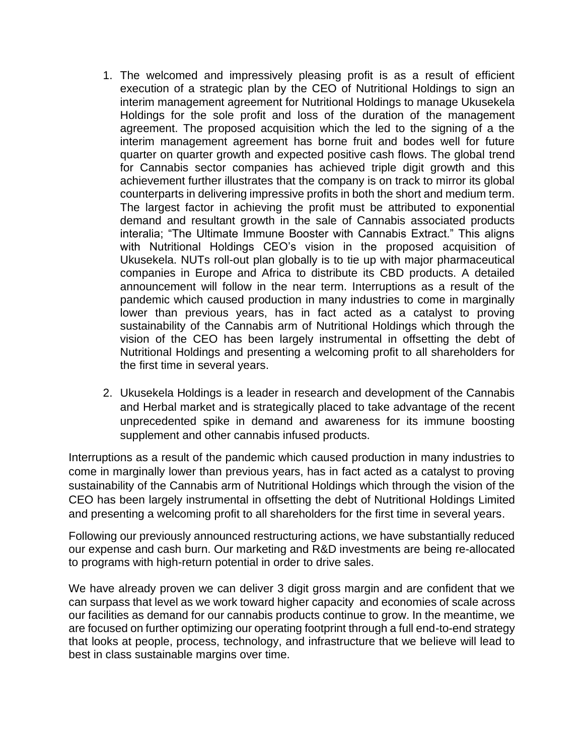1. The welcomed and impressively pleasing profit is as a result of efficient execution of a strategic plan by the CEO of Nutritional Holdings to sign an interim management agreement for Nutritional Holdings to manage Ukusekela Holdings for the sole profit and loss of the duration of the management agreement. The proposed acquisition which the led to the signing of a the interim management agreement has borne fruit and bodes well for future quarter on quarter growth and expected positive cash flows. The global trend for Cannabis sector companies has achieved triple digit growth and this achievement further illustrates that the company is on track to mirror its global counterparts in delivering impressive profits in both the short and medium term. The largest factor in achieving the profit must be attributed to exponential demand and resultant growth in the sale of Cannabis associated products interalia; "The Ultimate Immune Booster with Cannabis Extract." This aligns with Nutritional Holdings CEO's vision in the proposed acquisition of Ukusekela. NUTs roll-out plan globally is to tie up with major pharmaceutical companies in Europe and Africa to distribute its CBD products. A detailed announcement will follow in the near term. Interruptions as a result of the pandemic which caused production in many industries to come in marginally lower than previous years, has in fact acted as a catalyst to proving sustainability of the Cannabis arm of Nutritional Holdings which through the vision of the CEO has been largely instrumental in offsetting the debt of Nutritional Holdings and presenting a welcoming profit to all shareholders for the first time in several years.

2. Ukusekela Holdings is a leader in research and development of the Cannabis and Herbal market and is strategically placed to take advantage of the recent unprecedented spike in demand and awareness for its immune boosting supplement and other cannabis infused products.

Interruptions as a result of the pandemic which caused production in many industries to come in marginally lower than previous years, has in fact acted as a catalyst to proving sustainability of the Cannabis arm of Nutritional Holdings which through the vision of the CEO has been largely instrumental in offsetting the debt of Nutritional Holdings Limited and presenting a welcoming profit to all shareholders for the first time in several years.

Following our previously announced restructuring actions, we have substantially reduced our expense and cash burn. Our marketing and R&D investments are being re-allocated to programs with high-return potential in order to drive sales.

We have already proven we can deliver 3 digit gross margin and are confident that we can surpass that level as we work toward higher capacity and economies of scale across our facilities as demand for our cannabis products continue to grow. In the meantime, we are focused on further optimizing our operating footprint through a full end-to-end strategy that looks at people, process, technology, and infrastructure that we believe will lead to best in class sustainable margins over time.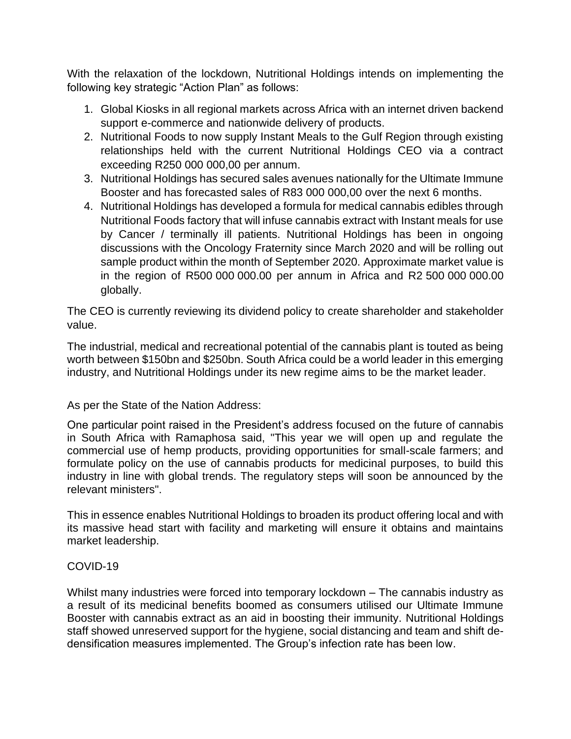With the relaxation of the lockdown, Nutritional Holdings intends on implementing the following key strategic "Action Plan" as follows:

1. Global Kiosks in all regional markets across Africa with an internet driven backend support e-commerce and nationwide delivery of products.
2. Nutritional Foods to now supply Instant Meals to the Gulf Region through existing relationships held with the current Nutritional Holdings CEO via a contract exceeding R250 000 000,00 per annum.
3. Nutritional Holdings has secured sales avenues nationally for the Ultimate Immune Booster and has forecasted sales of R83 000 000,00 over the next 6 months.
4. Nutritional Holdings has developed a formula for medical cannabis edibles through Nutritional Foods factory that will infuse cannabis extract with Instant meals for use by Cancer / terminally ill patients. Nutritional Holdings has been in ongoing discussions with the Oncology Fraternity since March 2020 and will be rolling out sample product within the month of September 2020. Approximate market value is in the region of R500 000 000.00 per annum in Africa and R2 500 000 000.00 globally.

The CEO is currently reviewing its dividend policy to create shareholder and stakeholder value.

The industrial, medical and recreational potential of the cannabis plant is touted as being worth between $150bn and $250bn. South Africa could be a world leader in this emerging industry, and Nutritional Holdings under its new regime aims to be the market leader.

As per the State of the Nation Address:

One particular point raised in the President's address focused on the future of cannabis in South Africa with Ramaphosa said, "This year we will open up and regulate the commercial use of hemp products, providing opportunities for small-scale farmers; and formulate policy on the use of cannabis products for medicinal purposes, to build this industry in line with global trends. The regulatory steps will soon be announced by the relevant ministers".

This in essence enables Nutritional Holdings to broaden its product offering local and with its massive head start with facility and marketing will ensure it obtains and maintains market leadership.

COVID-19

Whilst many industries were forced into temporary lockdown – The cannabis industry as a result of its medicinal benefits boomed as consumers utilised our Ultimate Immune Booster with cannabis extract as an aid in boosting their immunity. Nutritional Holdings staff showed unreserved support for the hygiene, social distancing and team and shift de-densification measures implemented. The Group's infection rate has been low.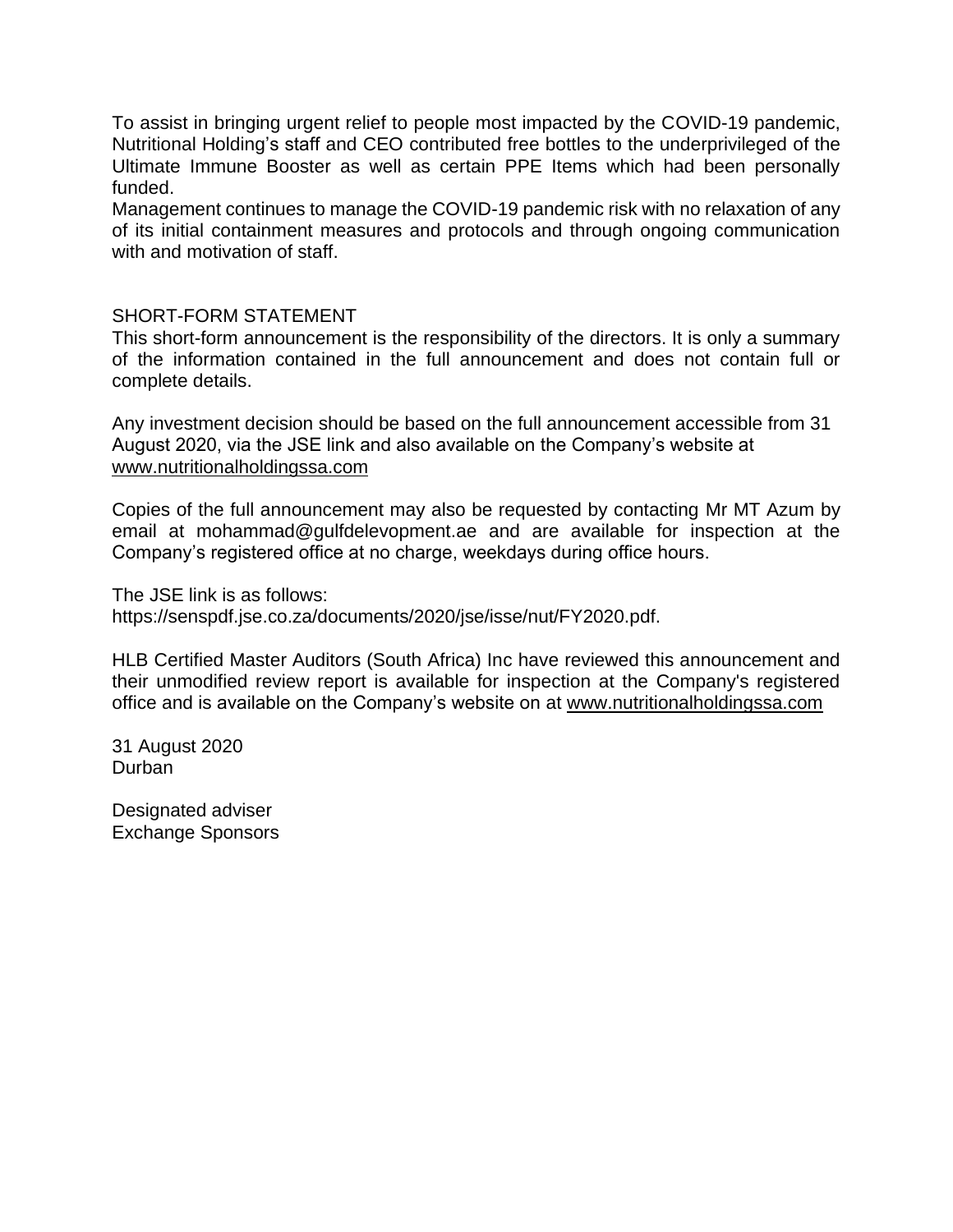To assist in bringing urgent relief to people most impacted by the COVID-19 pandemic, Nutritional Holding's staff and CEO contributed free bottles to the underprivileged of the Ultimate Immune Booster as well as certain PPE Items which had been personally funded.
Management continues to manage the COVID-19 pandemic risk with no relaxation of any of its initial containment measures and protocols and through ongoing communication with and motivation of staff.

SHORT-FORM STATEMENT
This short-form announcement is the responsibility of the directors. It is only a summary of the information contained in the full announcement and does not contain full or complete details.

Any investment decision should be based on the full announcement accessible from 31 August 2020, via the JSE link and also available on the Company's website at www.nutritionalholdingssa.com

Copies of the full announcement may also be requested by contacting Mr MT Azum by email at mohammad@gulfdelevopment.ae and are available for inspection at the Company's registered office at no charge, weekdays during office hours.

The JSE link is as follows:
https://senspdf.jse.co.za/documents/2020/jse/isse/nut/FY2020.pdf.

HLB Certified Master Auditors (South Africa) Inc have reviewed this announcement and their unmodified review report is available for inspection at the Company's registered office and is available on the Company's website on at www.nutritionalholdingssa.com

31 August 2020
Durban

Designated adviser
Exchange Sponsors